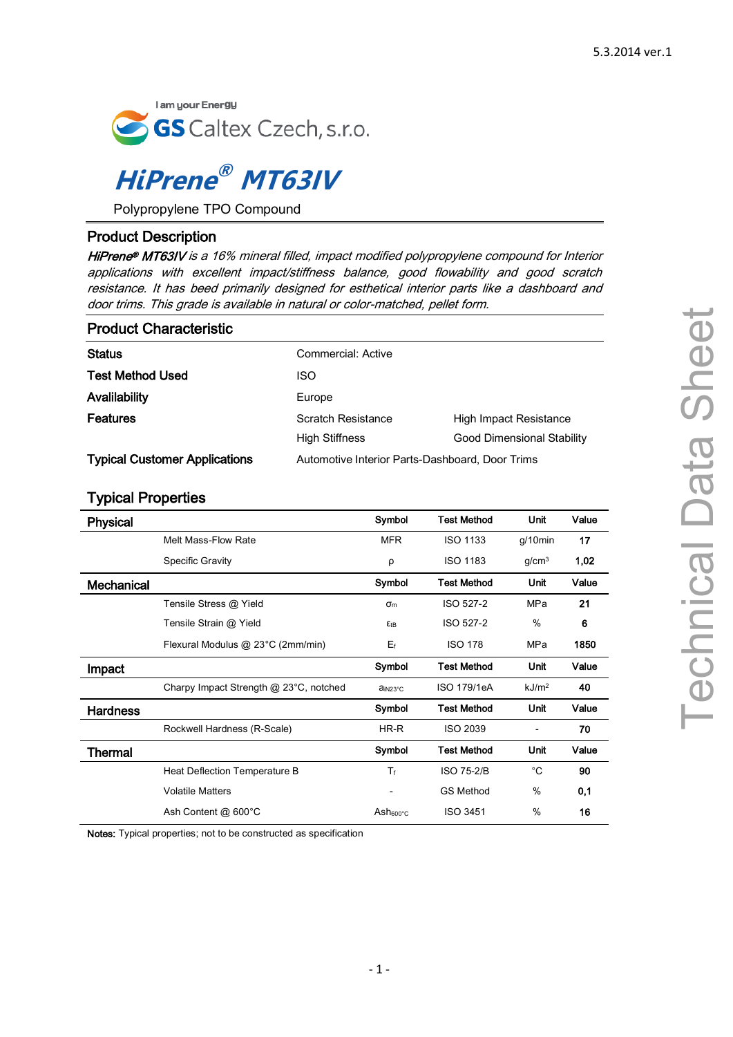5.3.2014 ver.1

I am your Energy

GS Caltex Czech, s.r.o.

# *HiPrene® MT63IV*

Polypropylene TPO Compound

## Product Description

***HiPrene® MT63IV*** *is a 16% mineral filled, impact modified polypropylene compound for Interior applications with excellent impact/stiffness balance, good flowability and good scratch resistance. It has beed primarily designed for esthetical interior parts like a dashboard and door trims. This grade is available in natural or color-matched, pellet form.*

## Product Characteristic

| | | |
|---|---|---|
| **Status** | Commercial: Active | |
| **Test Method Used** | ISO | |
| **Availability** | Europe | |
| **Features** | Scratch Resistance | High Impact Resistance |
| | High Stiffness | Good Dimensional Stability |
| **Typical Customer Applications** | Automotive Interior Parts-Dashboard, Door Trims | |

## Typical Properties

| **Physical** | | **Symbol** | **Test Method** | **Unit** | **Value** |
|---|---|---|---|---|---|
| | Melt Mass-Flow Rate | MFR | ISO 1133 | g/10min | **17** |
| | Specific Gravity | $\rho$ | ISO 1183 | g/cm$^3$ | **1,02** |
| **Mechanical** | | **Symbol** | **Test Method** | **Unit** | **Value** |
| | Tensile Stress @ Yield | $\sigma_m$ | ISO 527-2 | MPa | **21** |
| | Tensile Strain @ Yield | $\varepsilon_{tB}$ | ISO 527-2 | % | **6** |
| | Flexural Modulus @ 23°C (2mm/min) | $E_f$ | ISO 178 | MPa | **1850** |
| **Impact** | | **Symbol** | **Test Method** | **Unit** | **Value** |
| | Charpy Impact Strength @ 23°C, notched | $a_{iN23°C}$ | ISO 179/1eA | kJ/m$^2$ | **40** |
| **Hardness** | | **Symbol** | **Test Method** | **Unit** | **Value** |
| | Rockwell Hardness (R-Scale) | HR-R | ISO 2039 | - | **70** |
| **Thermal** | | **Symbol** | **Test Method** | **Unit** | **Value** |
| | Heat Deflection Temperature B | $T_f$ | ISO 75-2/B | °C | **90** |
| | Volatile Matters | - | GS Method | % | **0,1** |
| | Ash Content @ 600°C | $Ash_{600°C}$ | ISO 3451 | % | **16** |

**Notes:** Typical properties; not to be constructed as specification

Technical Data Sheet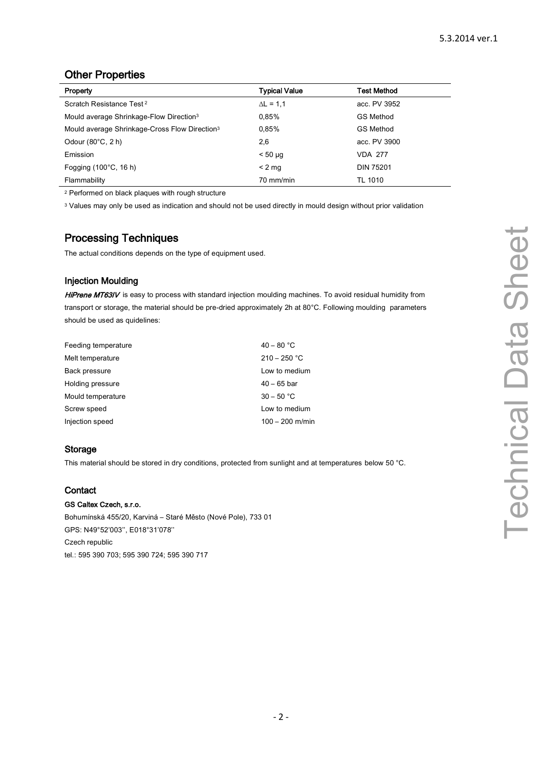## Other Properties

| Property | Typical Value | Test Method |
|---|---|---|
| Scratch Resistance Test [2] | ∆L = 1,1 | acc. PV 3952 |
| Mould average Shrinkage-Flow Direction[3] | 0,85% | GS Method |
| Mould average Shrinkage-Cross Flow Direction[3] | 0,85% | GS Method |
| Odour (80°C, 2 h) | 2,6 | acc. PV 3900 |
| Emission | < 50 µg | VDA 277 |
| Fogging (100°C, 16 h) | < 2 mg | DIN 75201 |
| Flammability | 70 mm/min | TL 1010 |

[2] Performed on black plaques with rough structure

[3] Values may only be used as indication and should not be used directly in mould design without prior validation

## Processing Techniques

The actual conditions depends on the type of equipment used.

### Injection Moulding

***HiPrene MT63IV*** is easy to process with standard injection moulding machines. To avoid residual humidity from transport or storage, the material should be pre-dried approximately 2h at 80°C. Following moulding parameters should be used as quidelines:

| | |
|---|---|
| Feeding temperature | 40 – 80 °C |
| Melt temperature | 210 – 250 °C |
| Back pressure | Low to medium |
| Holding pressure | 40 – 65 bar |
| Mould temperature | 30 – 50 °C |
| Screw speed | Low to medium |
| Injection speed | 100 – 200 m/min |

### Storage

This material should be stored in dry conditions, protected from sunlight and at temperatures below 50 °C.

### Contact

**GS Caltex Czech, s.r.o.**
Bohumínská 455/20, Karviná – Staré Město (Nové Pole), 733 01
GPS: N49°52'003'', E018°31'078''
Czech republic
tel.: 595 390 703; 595 390 724; 595 390 717